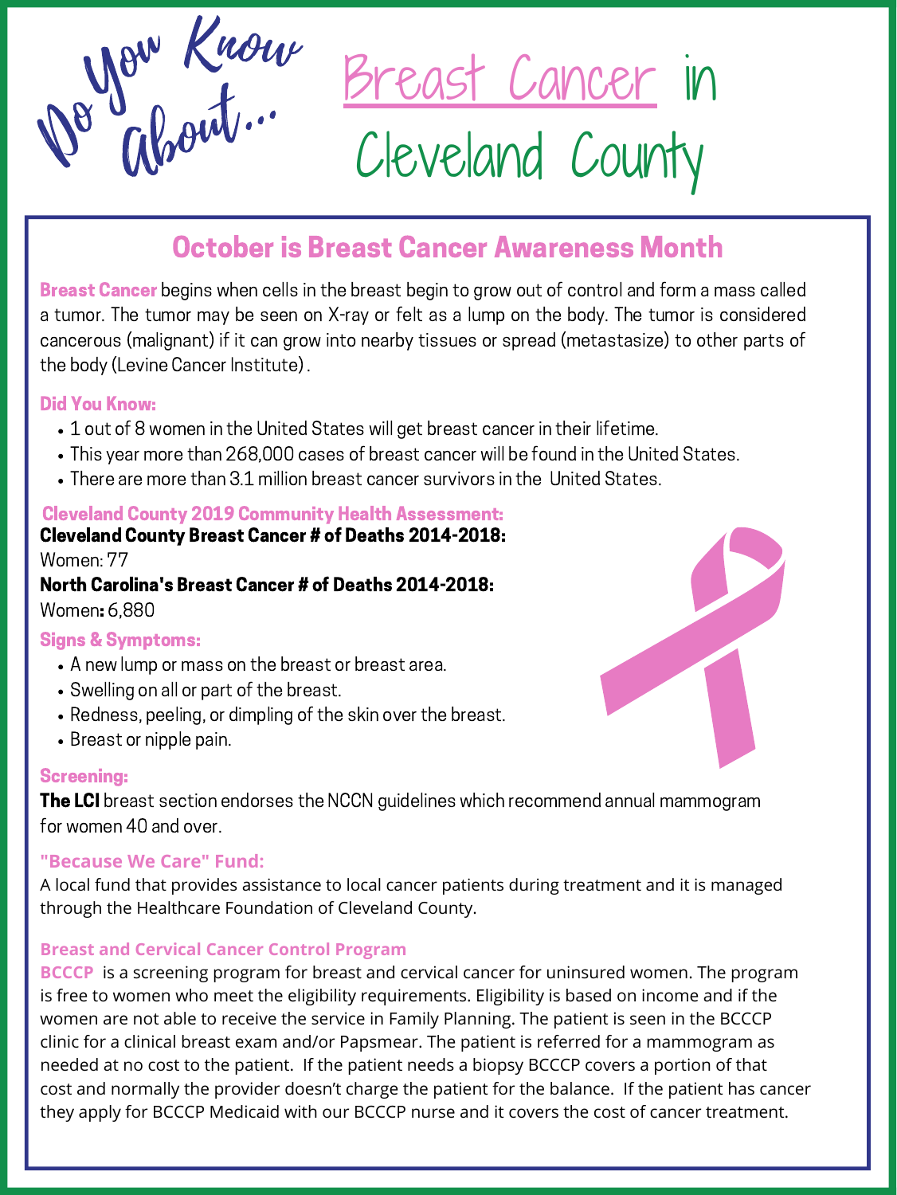# Do You Know About... Breast Cancer in Cleveland County

## October is Breast Cancer Awareness Month

**Breast Cancer** begins when cells in the breast begin to grow out of control and form a mass called a tumor. The tumor may be seen on X-ray or felt as a lump on the body. The tumor is considered cancerous (malignant) if it can grow into nearby tissues or spread (metastasize) to other parts of the body (Levine Cancer Institute).

### Did You Know:

- 1 out of 8 women in the United States will get breast cancer in their lifetime.
- This year more than 268,000 cases of breast cancer will be found in the United States.
- There are more than 3.1 million breast cancer survivors in the United States.

### Cleveland County 2019 Community Health Assessment:

**Cleveland County Breast Cancer # of Deaths 2014-2018:**
Women: 77

**North Carolina's Breast Cancer # of Deaths 2014-2018:**
Women**:** 6,880

### Signs & Symptoms:

- A new lump or mass on the breast or breast area.
- Swelling on all or part of the breast.
- Redness, peeling, or dimpling of the skin over the breast.
- Breast or nipple pain.

### Screening:

**The LCI** breast section endorses the NCCN guidelines which recommend annual mammogram for women 40 and over.

### "Because We Care" Fund:

A local fund that provides assistance to local cancer patients during treatment and it is managed through the Healthcare Foundation of Cleveland County.

### Breast and Cervical Cancer Control Program

**BCCCP** is a screening program for breast and cervical cancer for uninsured women. The program is free to women who meet the eligibility requirements. Eligibility is based on income and if the women are not able to receive the service in Family Planning. The patient is seen in the BCCCP clinic for a clinical breast exam and/or Papsmear. The patient is referred for a mammogram as needed at no cost to the patient. If the patient needs a biopsy BCCCP covers a portion of that cost and normally the provider doesn't charge the patient for the balance. If the patient has cancer they apply for BCCCP Medicaid with our BCCCP nurse and it covers the cost of cancer treatment.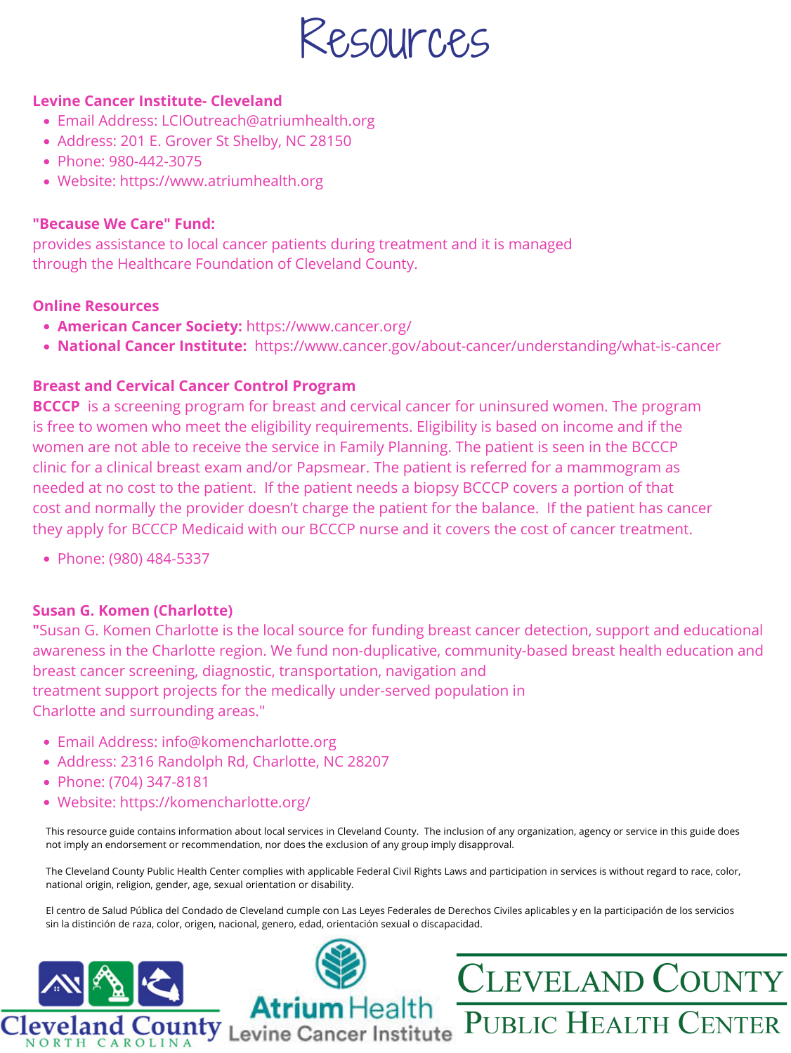# Resources

**Levine Cancer Institute- Cleveland**

- Email Address: LCIOutreach@atriumhealth.org
- Address: 201 E. Grover St Shelby, NC 28150
- Phone: 980-442-3075
- Website: https://www.atriumhealth.org

**"Because We Care" Fund:**
provides assistance to local cancer patients during treatment and it is managed through the Healthcare Foundation of Cleveland County.

**Online Resources**

- **American Cancer Society:** https://www.cancer.org/
- **National Cancer Institute:** https://www.cancer.gov/about-cancer/understanding/what-is-cancer

**Breast and Cervical Cancer Control Program**
**BCCCP** is a screening program for breast and cervical cancer for uninsured women. The program is free to women who meet the eligibility requirements. Eligibility is based on income and if the women are not able to receive the service in Family Planning. The patient is seen in the BCCCP clinic for a clinical breast exam and/or Papsmear. The patient is referred for a mammogram as needed at no cost to the patient. If the patient needs a biopsy BCCCP covers a portion of that cost and normally the provider doesn't charge the patient for the balance. If the patient has cancer they apply for BCCCP Medicaid with our BCCCP nurse and it covers the cost of cancer treatment.

- Phone: (980) 484-5337

**Susan G. Komen (Charlotte)**
**"**Susan G. Komen Charlotte is the local source for funding breast cancer detection, support and educational awareness in the Charlotte region. We fund non-duplicative, community-based breast health education and breast cancer screening, diagnostic, transportation, navigation and treatment support projects for the medically under-served population in Charlotte and surrounding areas."

- Email Address: info@komencharlotte.org
- Address: 2316 Randolph Rd, Charlotte, NC 28207
- Phone: (704) 347-8181
- Website: https://komencharlotte.org/

This resource guide contains information about local services in Cleveland County. The inclusion of any organization, agency or service in this guide does not imply an endorsement or recommendation, nor does the exclusion of any group imply disapproval.

The Cleveland County Public Health Center complies with applicable Federal Civil Rights Laws and participation in services is without regard to race, color, national origin, religion, gender, age, sexual orientation or disability.

El centro de Salud Pública del Condado de Cleveland cumple con Las Leyes Federales de Derechos Civiles aplicables y en la participación de los servicios sin la distinción de raza, color, origen, nacional, genero, edad, orientación sexual o discapacidad.

Cleveland County
NORTH CAROLINA

Atrium Health
Levine Cancer Institute

CLEVELAND COUNTY
PUBLIC HEALTH CENTER